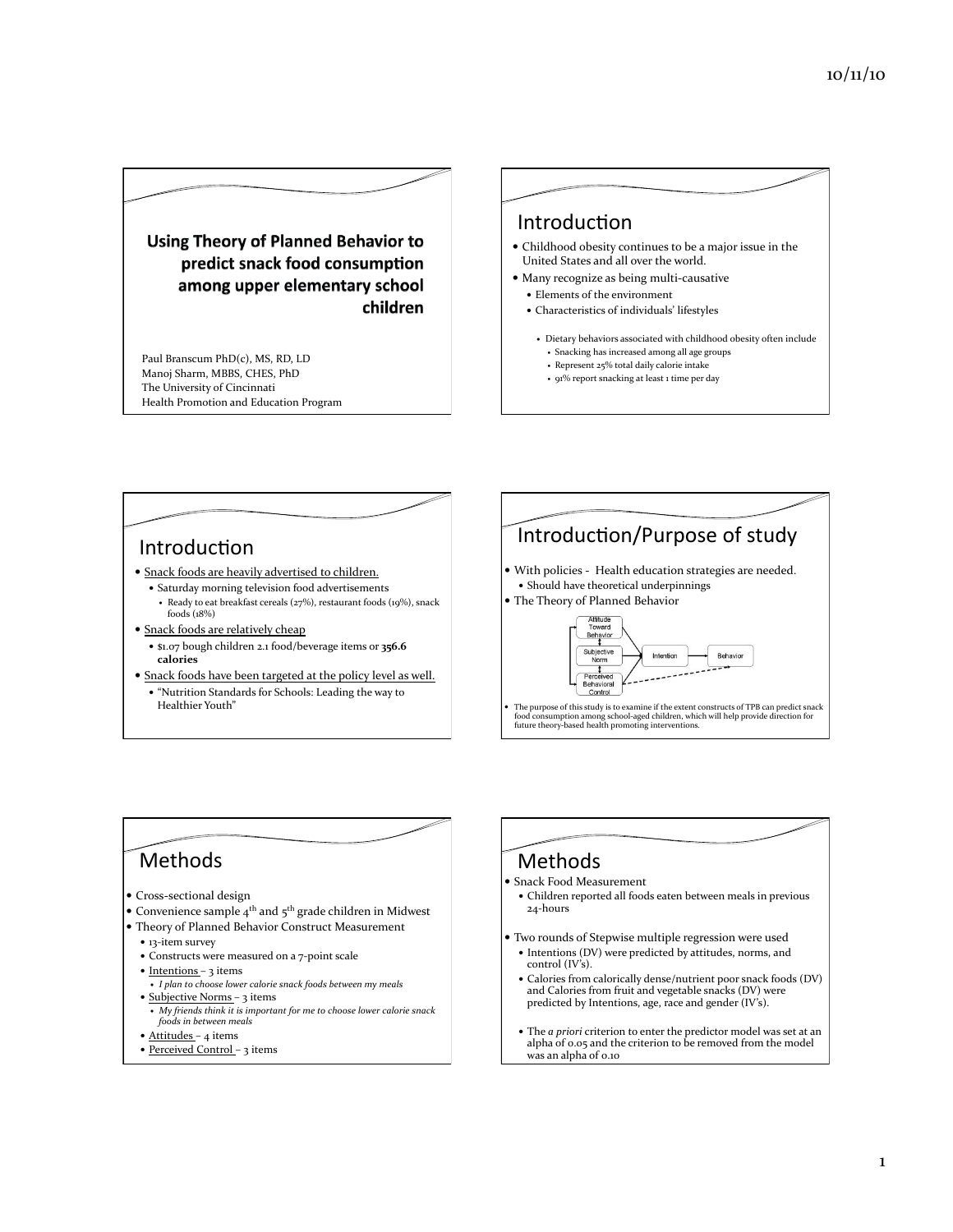# Using Theory of Planned Behavior to predict snack food consumption among upper elementary school children

Paul Branscum PhD(c), MS, RD, LD
Manoj Sharm, MBBS, CHES, PhD
The University of Cincinnati
Health Promotion and Education Program

## Introduction

- Childhood obesity continues to be a major issue in the United States and all over the world.
- Many recognize as being multi-causative
  - Elements of the environment
  - Characteristics of individuals' lifestyles
    - Dietary behaviors associated with childhood obesity often include
      - Snacking has increased among all age groups
      - Represent 25% total daily calorie intake
      - 91% report snacking at least 1 time per day

## Introduction

- Snack foods are heavily advertised to children.
  - Saturday morning television food advertisements
    - Ready to eat breakfast cereals (27%), restaurant foods (19%), snack foods (18%)
- Snack foods are relatively cheap
  - $1.07 bough children 2.1 food/beverage items or **356.6 calories**
- Snack foods have been targeted at the policy level as well.
  - "Nutrition Standards for Schools: Leading the way to Healthier Youth"

## Introduction/Purpose of study

- With policies - Health education strategies are needed.
  - Should have theoretical underpinnings
- The Theory of Planned Behavior

Attitude Toward Behavior → Intention; Subjective Norm → Intention; Perceived Behavioral Control → Intention; Intention → Behavior; Perceived Behavioral Control - - → Behavior

- The purpose of this study is to examine if the extent constructs of TPB can predict snack food consumption among school-aged children, which will help provide direction for future theory-based health promoting interventions.

## Methods

- Cross-sectional design
- Convenience sample 4th and 5th grade children in Midwest
- Theory of Planned Behavior Construct Measurement
  - 13-item survey
  - Constructs were measured on a 7-point scale
  - Intentions – 3 items
    - *I plan to choose lower calorie snack foods between my meals*
  - Subjective Norms – 3 items
    - *My friends think it is important for me to choose lower calorie snack foods in between meals*
  - Attitudes – 4 items
  - Perceived Control – 3 items

## Methods

- Snack Food Measurement
  - Children reported all foods eaten between meals in previous 24-hours
- Two rounds of Stepwise multiple regression were used
  - Intentions (DV) were predicted by attitudes, norms, and control (IV's).
  - Calories from calorically dense/nutrient poor snack foods (DV) and Calories from fruit and vegetable snacks (DV) were predicted by Intentions, age, race and gender (IV's).
  - The *a priori* criterion to enter the predictor model was set at an alpha of 0.05 and the criterion to be removed from the model was an alpha of 0.10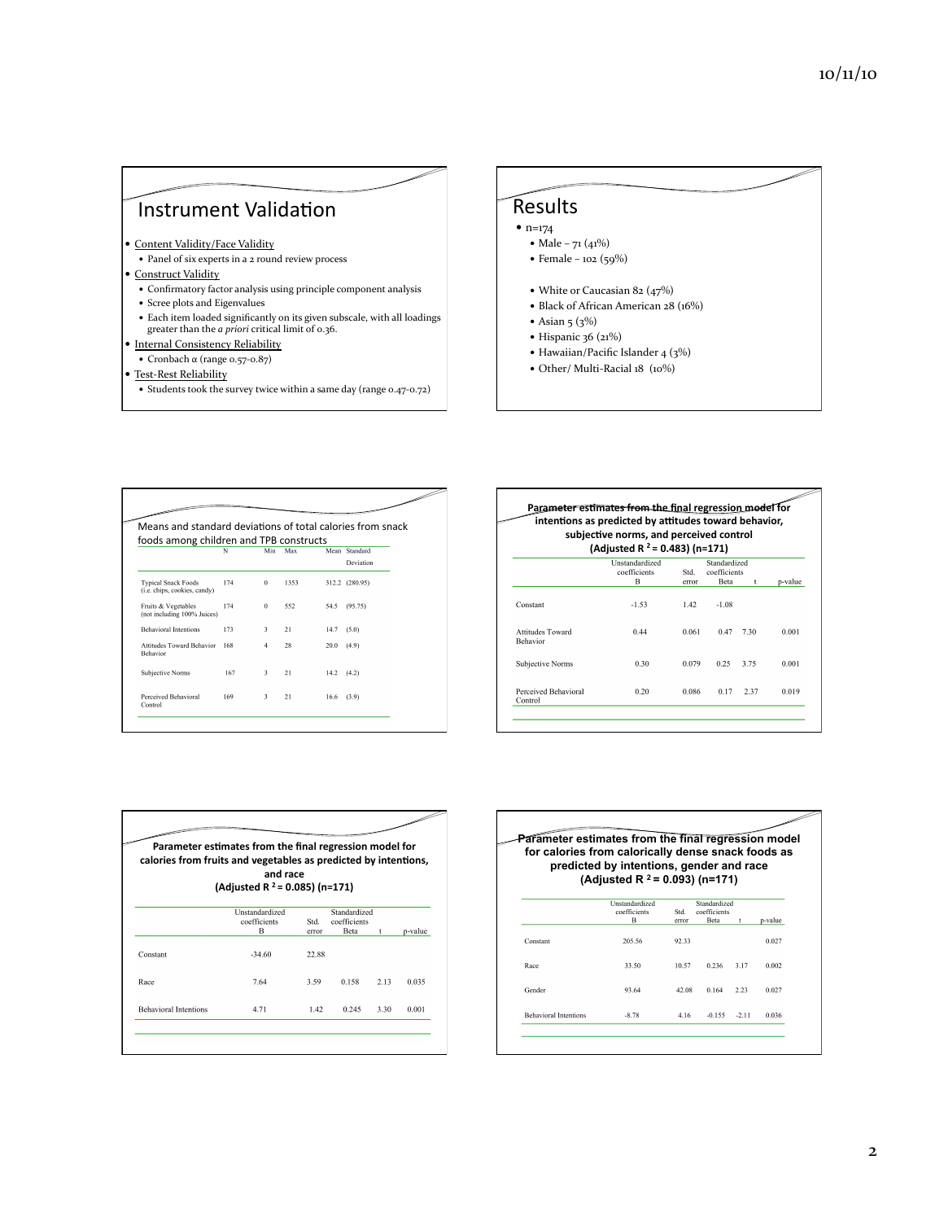## Instrument Validation

- Content Validity/Face Validity
  - Panel of six experts in a 2 round review process
- Construct Validity
  - Confirmatory factor analysis using principle component analysis
  - Scree plots and Eigenvalues
  - Each item loaded significantly on its given subscale, with all loadings greater than the *a priori* critical limit of 0.36.
- Internal Consistency Reliability
  - Cronbach α (range 0.57-0.87)
- Test-Rest Reliability
  - Students took the survey twice within a same day (range 0.47-0.72)

## Results

- n=174
  - Male – 71 (41%)
  - Female – 102 (59%)

  - White or Caucasian 82 (47%)
  - Black of African American 28 (16%)
  - Asian 5 (3%)
  - Hispanic 36 (21%)
  - Hawaiian/Pacific Islander 4 (3%)
  - Other/ Multi-Racial 18 (10%)

### Means and standard deviations of total calories from snack foods among children and TPB constructs

| | N | Min | Max | Mean | Standard Deviation |
|---|---|---|---|---|---|
| Typical Snack Foods (i.e. chips, cookies, candy) | 174 | 0 | 1353 | 312.2 | (280.95) |
| Fruits & Vegetables (not including 100% Juices) | 174 | 0 | 552 | 54.5 | (95.75) |
| Behavioral Intentions | 173 | 3 | 21 | 14.7 | (5.0) |
| Attitudes Toward Behavior Behavior | 168 | 4 | 28 | 20.0 | (4.9) |
| Subjective Norms | 167 | 3 | 21 | 14.2 | (4.2) |
| Perceived Behavioral Control | 169 | 3 | 21 | 16.6 | (3.9) |

### Parameter estimates from the final regression model for intentions as predicted by attitudes toward behavior, subjective norms, and perceived control (Adjusted $R^2$ = 0.483) (n=171)

| | Unstandardized coefficients B | Std. error | Standardized coefficients Beta | t | p-value |
|---|---|---|---|---|---|
| Constant | -1.53 | 1.42 | -1.08 | | |
| Attitudes Toward Behavior | 0.44 | 0.061 | 0.47 | 7.30 | 0.001 |
| Subjective Norms | 0.30 | 0.079 | 0.25 | 3.75 | 0.001 |
| Perceived Behavioral Control | 0.20 | 0.086 | 0.17 | 2.37 | 0.019 |

### Parameter estimates from the final regression model for calories from fruits and vegetables as predicted by intentions, and race (Adjusted $R^2$ = 0.085) (n=171)

| | Unstandardized coefficients B | Std. error | Standardized coefficients Beta | t | p-value |
|---|---|---|---|---|---|
| Constant | -34.60 | 22.88 | | | |
| Race | 7.64 | 3.59 | 0.158 | 2.13 | 0.035 |
| Behavioral Intentions | 4.71 | 1.42 | 0.245 | 3.30 | 0.001 |

### Parameter estimates from the final regression model for calories from calorically dense snack foods as predicted by intentions, gender and race (Adjusted $R^2$ = 0.093) (n=171)

| | Unstandardized coefficients B | Std. error | Standardized coefficients Beta | t | p-value |
|---|---|---|---|---|---|
| Constant | 205.56 | 92.33 | | | 0.027 |
| Race | 33.50 | 10.57 | 0.236 | 3.17 | 0.002 |
| Gender | 93.64 | 42.08 | 0.164 | 2.23 | 0.027 |
| Behavioral Intentions | -8.78 | 4.16 | -0.155 | -2.11 | 0.036 |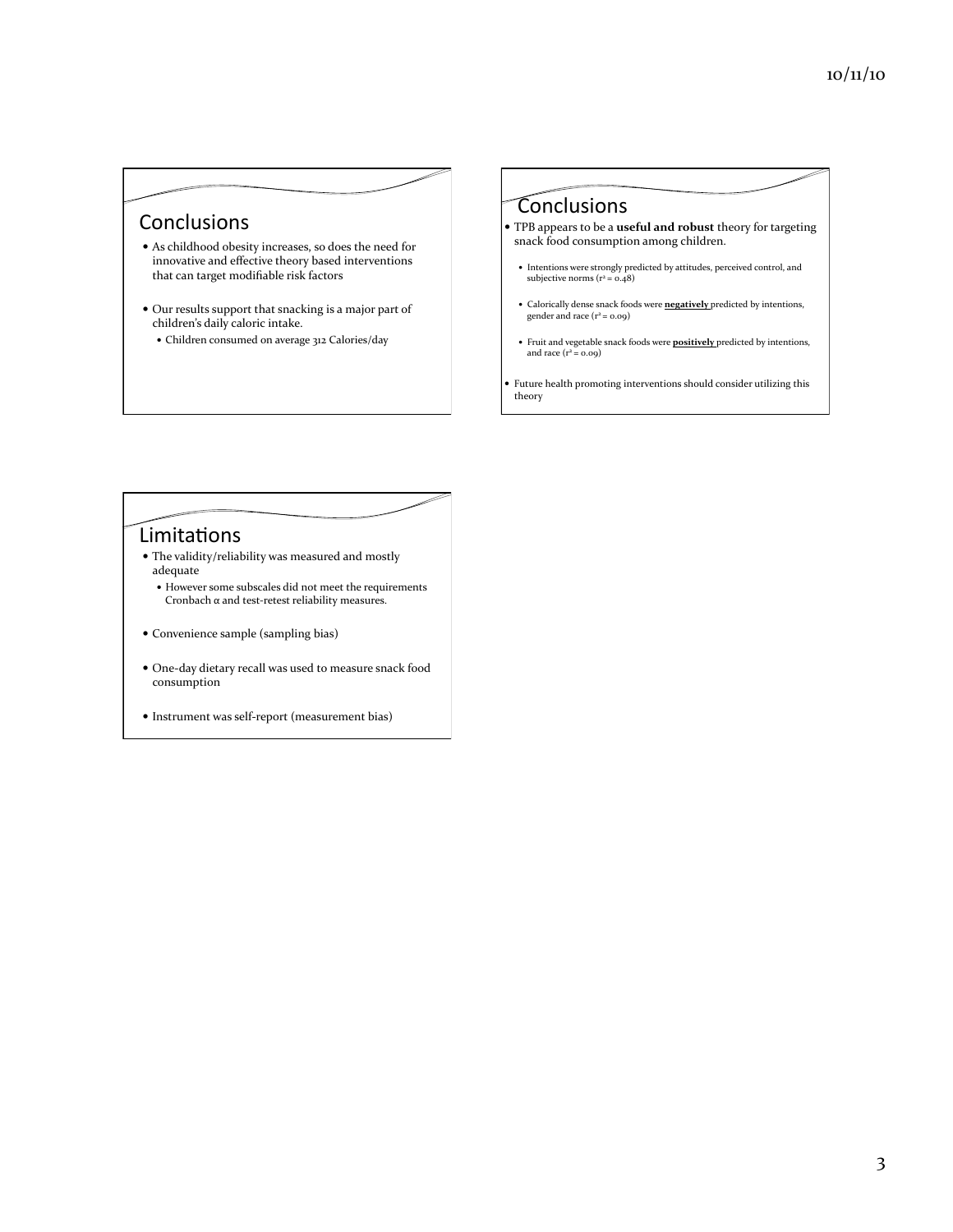## Conclusions

- As childhood obesity increases, so does the need for innovative and effective theory based interventions that can target modifiable risk factors
- Our results support that snacking is a major part of children's daily caloric intake.
  - Children consumed on average 312 Calories/day

## Conclusions

- TPB appears to be a **useful and robust** theory for targeting snack food consumption among children.
  - Intentions were strongly predicted by attitudes, perceived control, and subjective norms ($r^2 = 0.48$)
  - Calorically dense snack foods were <u>**negatively**</u> predicted by intentions, gender and race ($r^2 = 0.09$)
  - Fruit and vegetable snack foods were <u>**positively**</u> predicted by intentions, and race ($r^2 = 0.09$)
- Future health promoting interventions should consider utilizing this theory

## Limitations

- The validity/reliability was measured and mostly adequate
  - However some subscales did not meet the requirements Cronbach α and test-retest reliability measures.
- Convenience sample (sampling bias)
- One-day dietary recall was used to measure snack food consumption
- Instrument was self-report (measurement bias)